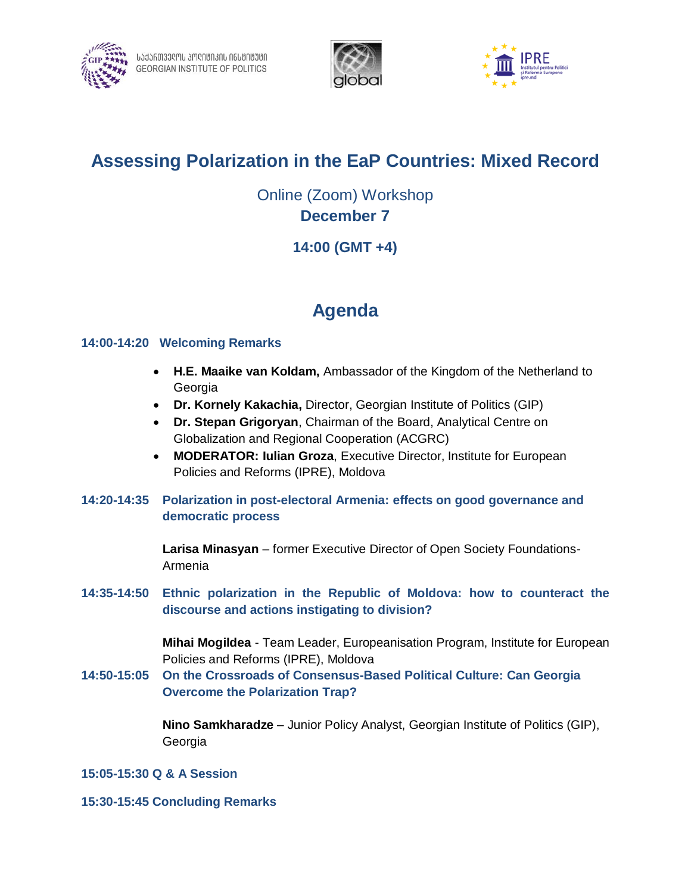საქართველოს პოლიტიკის ინსტიტუტი
GEORGIAN INSTITUTE OF POLITICS

global

IPRE
Institutul pentru Politici şi Reforme Europene
ipre.md

# Assessing Polarization in the EaP Countries: Mixed Record

Online (Zoom) Workshop
**December 7**

**14:00 (GMT +4)**

## Agenda

**14:00-14:20 Welcoming Remarks**

- **H.E. Maaike van Koldam,** Ambassador of the Kingdom of the Netherland to Georgia
- **Dr. Kornely Kakachia,** Director, Georgian Institute of Politics (GIP)
- **Dr. Stepan Grigoryan**, Chairman of the Board, Analytical Centre on Globalization and Regional Cooperation (ACGRC)
- **MODERATOR: Iulian Groza**, Executive Director, Institute for European Policies and Reforms (IPRE), Moldova

**14:20-14:35 Polarization in post-electoral Armenia: effects on good governance and democratic process**

**Larisa Minasyan** – former Executive Director of Open Society Foundations-Armenia

**14:35-14:50 Ethnic polarization in the Republic of Moldova: how to counteract the discourse and actions instigating to division?**

**Mihai Mogildea** - Team Leader, Europeanisation Program, Institute for European Policies and Reforms (IPRE), Moldova

**14:50-15:05 On the Crossroads of Consensus-Based Political Culture: Can Georgia Overcome the Polarization Trap?**

**Nino Samkharadze** – Junior Policy Analyst, Georgian Institute of Politics (GIP), Georgia

**15:05-15:30 Q & A Session**

**15:30-15:45 Concluding Remarks**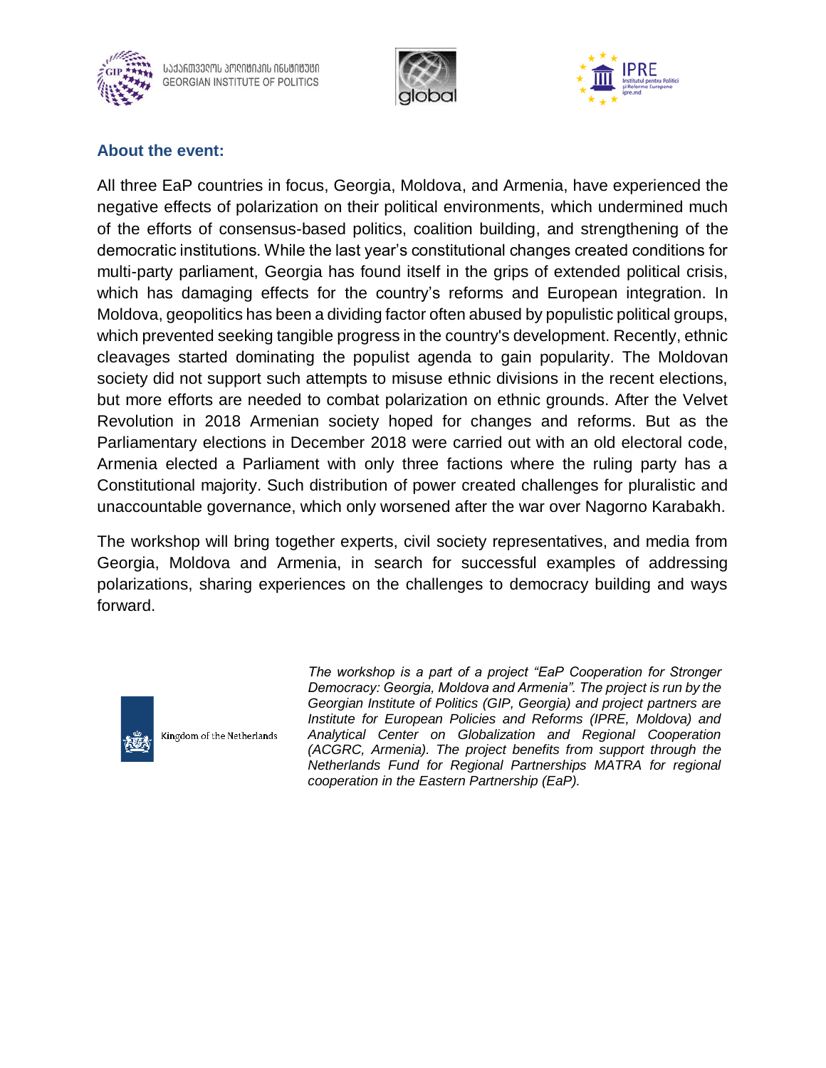## About the event:

All three EaP countries in focus, Georgia, Moldova, and Armenia, have experienced the negative effects of polarization on their political environments, which undermined much of the efforts of consensus-based politics, coalition building, and strengthening of the democratic institutions. While the last year's constitutional changes created conditions for multi-party parliament, Georgia has found itself in the grips of extended political crisis, which has damaging effects for the country's reforms and European integration. In Moldova, geopolitics has been a dividing factor often abused by populistic political groups, which prevented seeking tangible progress in the country's development. Recently, ethnic cleavages started dominating the populist agenda to gain popularity. The Moldovan society did not support such attempts to misuse ethnic divisions in the recent elections, but more efforts are needed to combat polarization on ethnic grounds. After the Velvet Revolution in 2018 Armenian society hoped for changes and reforms. But as the Parliamentary elections in December 2018 were carried out with an old electoral code, Armenia elected a Parliament with only three factions where the ruling party has a Constitutional majority. Such distribution of power created challenges for pluralistic and unaccountable governance, which only worsened after the war over Nagorno Karabakh.

The workshop will bring together experts, civil society representatives, and media from Georgia, Moldova and Armenia, in search for successful examples of addressing polarizations, sharing experiences on the challenges to democracy building and ways forward.

Kingdom of the Netherlands

*The workshop is a part of a project "EaP Cooperation for Stronger Democracy: Georgia, Moldova and Armenia". The project is run by the Georgian Institute of Politics (GIP, Georgia) and project partners are Institute for European Policies and Reforms (IPRE, Moldova) and Analytical Center on Globalization and Regional Cooperation (ACGRC, Armenia). The project benefits from support through the Netherlands Fund for Regional Partnerships MATRA for regional cooperation in the Eastern Partnership (EaP).*